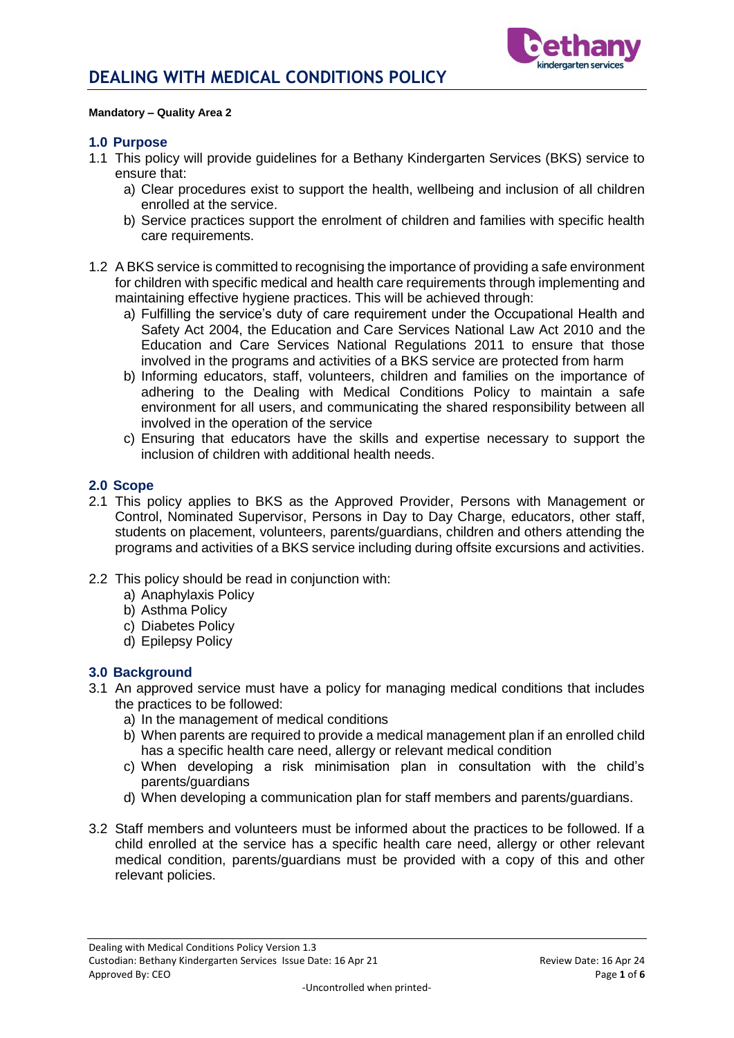# DEALING WITH MEDICAL CONDITIONS POLICY

**Mandatory – Quality Area 2**

## 1.0 Purpose

1.1 This policy will provide guidelines for a Bethany Kindergarten Services (BKS) service to ensure that:

a) Clear procedures exist to support the health, wellbeing and inclusion of all children enrolled at the service.

b) Service practices support the enrolment of children and families with specific health care requirements.

1.2 A BKS service is committed to recognising the importance of providing a safe environment for children with specific medical and health care requirements through implementing and maintaining effective hygiene practices. This will be achieved through:

a) Fulfilling the service's duty of care requirement under the Occupational Health and Safety Act 2004, the Education and Care Services National Law Act 2010 and the Education and Care Services National Regulations 2011 to ensure that those involved in the programs and activities of a BKS service are protected from harm

b) Informing educators, staff, volunteers, children and families on the importance of adhering to the Dealing with Medical Conditions Policy to maintain a safe environment for all users, and communicating the shared responsibility between all involved in the operation of the service

c) Ensuring that educators have the skills and expertise necessary to support the inclusion of children with additional health needs.

## 2.0 Scope

2.1 This policy applies to BKS as the Approved Provider, Persons with Management or Control, Nominated Supervisor, Persons in Day to Day Charge, educators, other staff, students on placement, volunteers, parents/guardians, children and others attending the programs and activities of a BKS service including during offsite excursions and activities.

2.2 This policy should be read in conjunction with:

a) Anaphylaxis Policy

b) Asthma Policy

c) Diabetes Policy

d) Epilepsy Policy

## 3.0 Background

3.1 An approved service must have a policy for managing medical conditions that includes the practices to be followed:

a) In the management of medical conditions

b) When parents are required to provide a medical management plan if an enrolled child has a specific health care need, allergy or relevant medical condition

c) When developing a risk minimisation plan in consultation with the child's parents/guardians

d) When developing a communication plan for staff members and parents/guardians.

3.2 Staff members and volunteers must be informed about the practices to be followed. If a child enrolled at the service has a specific health care need, allergy or other relevant medical condition, parents/guardians must be provided with a copy of this and other relevant policies.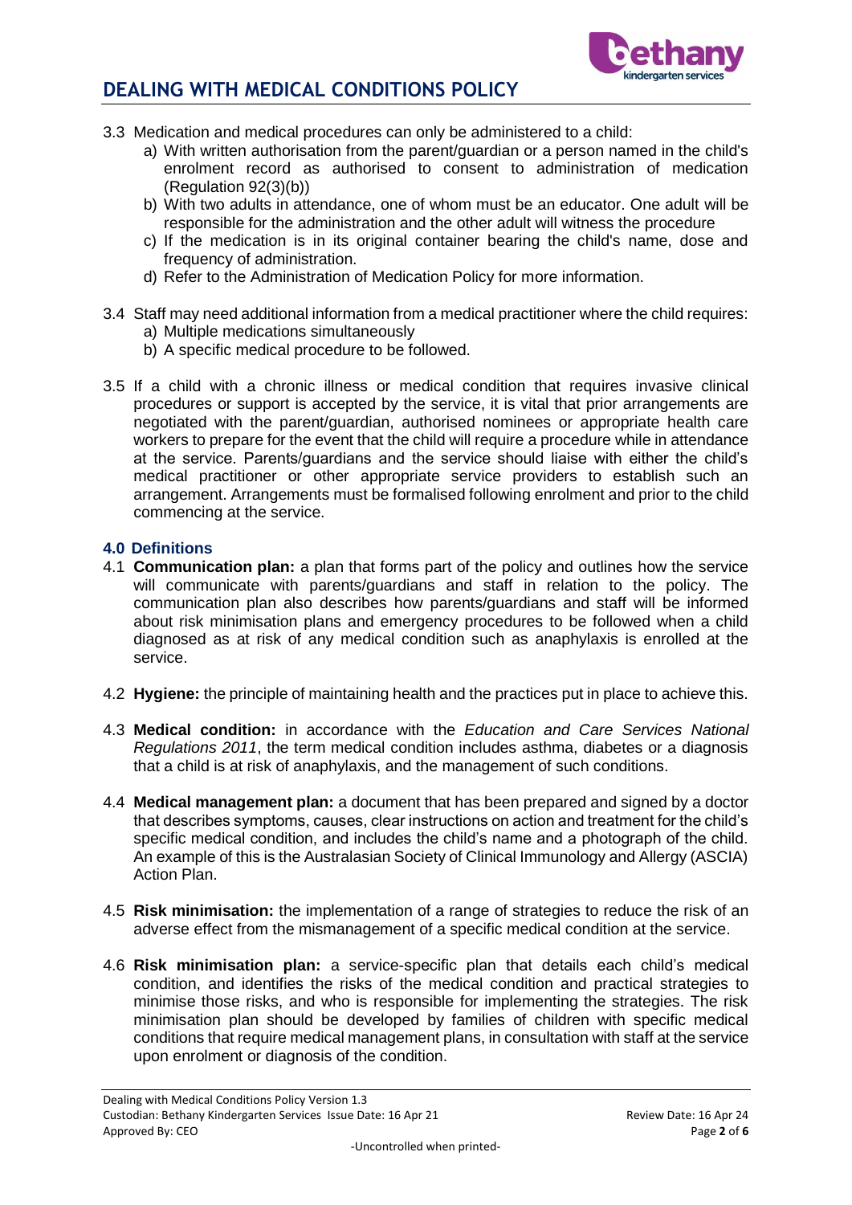3.3 Medication and medical procedures can only be administered to a child:

a) With written authorisation from the parent/guardian or a person named in the child's enrolment record as authorised to consent to administration of medication (Regulation 92(3)(b))

b) With two adults in attendance, one of whom must be an educator. One adult will be responsible for the administration and the other adult will witness the procedure

c) If the medication is in its original container bearing the child's name, dose and frequency of administration.

d) Refer to the Administration of Medication Policy for more information.

3.4 Staff may need additional information from a medical practitioner where the child requires:

a) Multiple medications simultaneously

b) A specific medical procedure to be followed.

3.5 If a child with a chronic illness or medical condition that requires invasive clinical procedures or support is accepted by the service, it is vital that prior arrangements are negotiated with the parent/guardian, authorised nominees or appropriate health care workers to prepare for the event that the child will require a procedure while in attendance at the service. Parents/guardians and the service should liaise with either the child's medical practitioner or other appropriate service providers to establish such an arrangement. Arrangements must be formalised following enrolment and prior to the child commencing at the service.

### 4.0 Definitions

4.1 **Communication plan:** a plan that forms part of the policy and outlines how the service will communicate with parents/guardians and staff in relation to the policy. The communication plan also describes how parents/guardians and staff will be informed about risk minimisation plans and emergency procedures to be followed when a child diagnosed as at risk of any medical condition such as anaphylaxis is enrolled at the service.

4.2 **Hygiene:** the principle of maintaining health and the practices put in place to achieve this.

4.3 **Medical condition:** in accordance with the *Education and Care Services National Regulations 2011*, the term medical condition includes asthma, diabetes or a diagnosis that a child is at risk of anaphylaxis, and the management of such conditions.

4.4 **Medical management plan:** a document that has been prepared and signed by a doctor that describes symptoms, causes, clear instructions on action and treatment for the child's specific medical condition, and includes the child's name and a photograph of the child. An example of this is the Australasian Society of Clinical Immunology and Allergy (ASCIA) Action Plan.

4.5 **Risk minimisation:** the implementation of a range of strategies to reduce the risk of an adverse effect from the mismanagement of a specific medical condition at the service.

4.6 **Risk minimisation plan:** a service-specific plan that details each child's medical condition, and identifies the risks of the medical condition and practical strategies to minimise those risks, and who is responsible for implementing the strategies. The risk minimisation plan should be developed by families of children with specific medical conditions that require medical management plans, in consultation with staff at the service upon enrolment or diagnosis of the condition.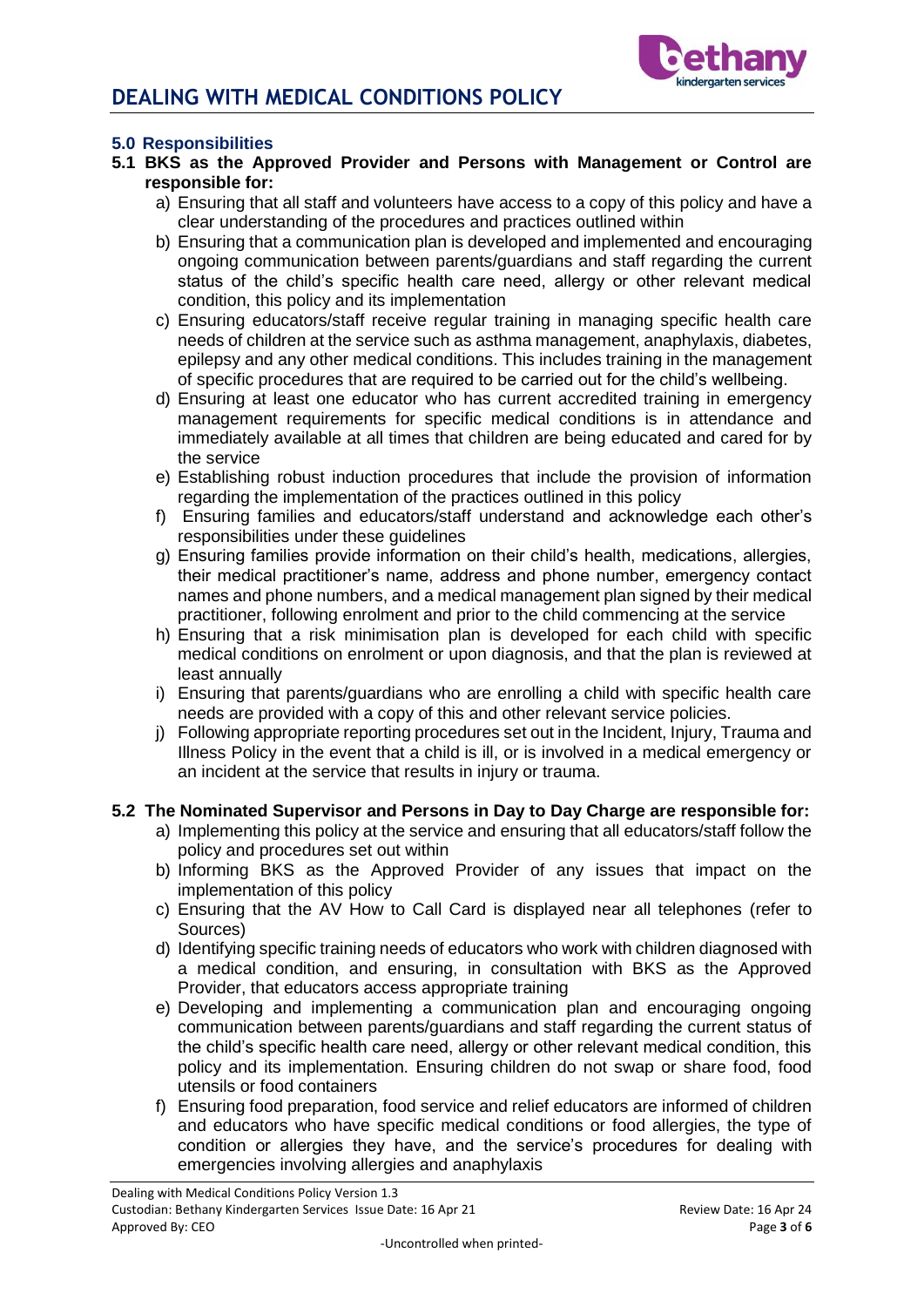### 5.0 Responsibilities

#### 5.1 BKS as the Approved Provider and Persons with Management or Control are responsible for:

a) Ensuring that all staff and volunteers have access to a copy of this policy and have a clear understanding of the procedures and practices outlined within

b) Ensuring that a communication plan is developed and implemented and encouraging ongoing communication between parents/guardians and staff regarding the current status of the child's specific health care need, allergy or other relevant medical condition, this policy and its implementation

c) Ensuring educators/staff receive regular training in managing specific health care needs of children at the service such as asthma management, anaphylaxis, diabetes, epilepsy and any other medical conditions. This includes training in the management of specific procedures that are required to be carried out for the child's wellbeing.

d) Ensuring at least one educator who has current accredited training in emergency management requirements for specific medical conditions is in attendance and immediately available at all times that children are being educated and cared for by the service

e) Establishing robust induction procedures that include the provision of information regarding the implementation of the practices outlined in this policy

f) Ensuring families and educators/staff understand and acknowledge each other's responsibilities under these guidelines

g) Ensuring families provide information on their child's health, medications, allergies, their medical practitioner's name, address and phone number, emergency contact names and phone numbers, and a medical management plan signed by their medical practitioner, following enrolment and prior to the child commencing at the service

h) Ensuring that a risk minimisation plan is developed for each child with specific medical conditions on enrolment or upon diagnosis, and that the plan is reviewed at least annually

i) Ensuring that parents/guardians who are enrolling a child with specific health care needs are provided with a copy of this and other relevant service policies.

j) Following appropriate reporting procedures set out in the Incident, Injury, Trauma and Illness Policy in the event that a child is ill, or is involved in a medical emergency or an incident at the service that results in injury or trauma.

#### 5.2 The Nominated Supervisor and Persons in Day to Day Charge are responsible for:

a) Implementing this policy at the service and ensuring that all educators/staff follow the policy and procedures set out within

b) Informing BKS as the Approved Provider of any issues that impact on the implementation of this policy

c) Ensuring that the AV How to Call Card is displayed near all telephones (refer to Sources)

d) Identifying specific training needs of educators who work with children diagnosed with a medical condition, and ensuring, in consultation with BKS as the Approved Provider, that educators access appropriate training

e) Developing and implementing a communication plan and encouraging ongoing communication between parents/guardians and staff regarding the current status of the child's specific health care need, allergy or other relevant medical condition, this policy and its implementation. Ensuring children do not swap or share food, food utensils or food containers

f) Ensuring food preparation, food service and relief educators are informed of children and educators who have specific medical conditions or food allergies, the type of condition or allergies they have, and the service's procedures for dealing with emergencies involving allergies and anaphylaxis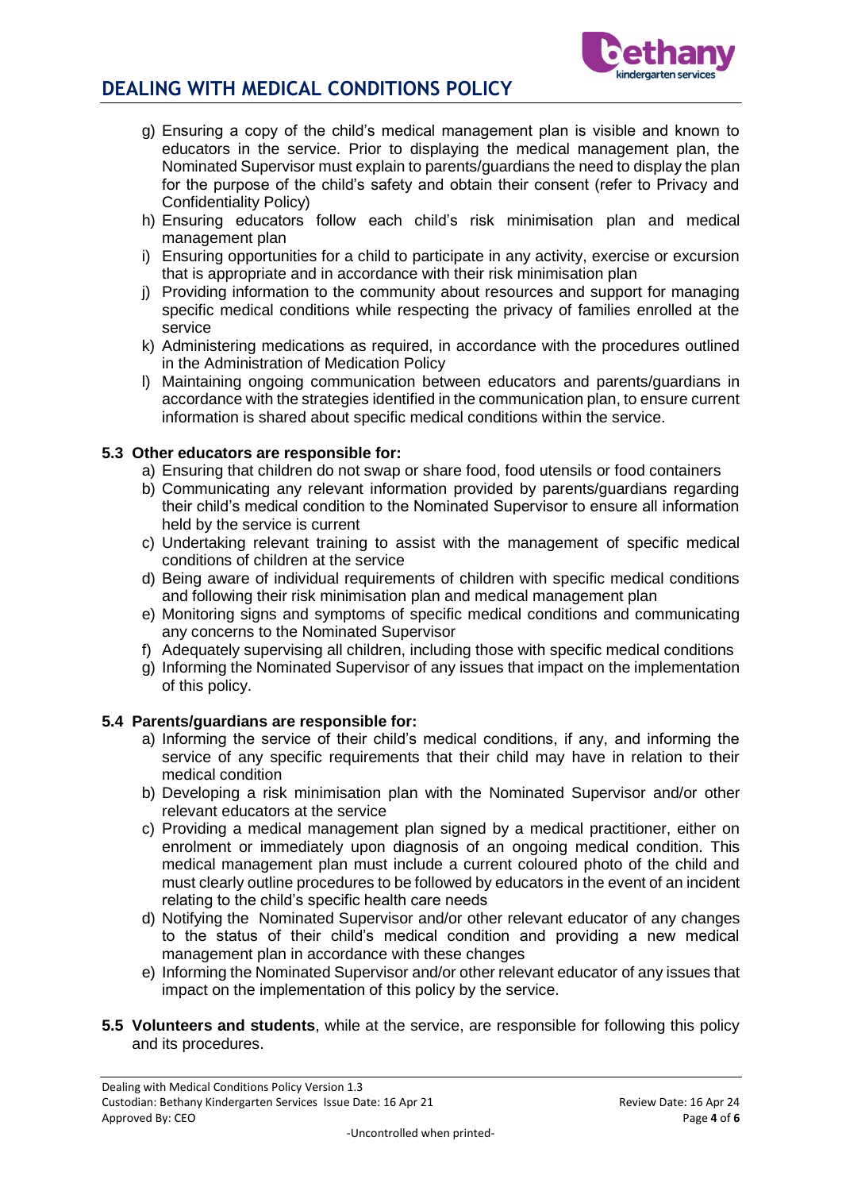g) Ensuring a copy of the child's medical management plan is visible and known to educators in the service. Prior to displaying the medical management plan, the Nominated Supervisor must explain to parents/guardians the need to display the plan for the purpose of the child's safety and obtain their consent (refer to Privacy and Confidentiality Policy)
h) Ensuring educators follow each child's risk minimisation plan and medical management plan
i) Ensuring opportunities for a child to participate in any activity, exercise or excursion that is appropriate and in accordance with their risk minimisation plan
j) Providing information to the community about resources and support for managing specific medical conditions while respecting the privacy of families enrolled at the service
k) Administering medications as required, in accordance with the procedures outlined in the Administration of Medication Policy
l) Maintaining ongoing communication between educators and parents/guardians in accordance with the strategies identified in the communication plan, to ensure current information is shared about specific medical conditions within the service.

### 5.3 Other educators are responsible for:

a) Ensuring that children do not swap or share food, food utensils or food containers
b) Communicating any relevant information provided by parents/guardians regarding their child's medical condition to the Nominated Supervisor to ensure all information held by the service is current
c) Undertaking relevant training to assist with the management of specific medical conditions of children at the service
d) Being aware of individual requirements of children with specific medical conditions and following their risk minimisation plan and medical management plan
e) Monitoring signs and symptoms of specific medical conditions and communicating any concerns to the Nominated Supervisor
f) Adequately supervising all children, including those with specific medical conditions
g) Informing the Nominated Supervisor of any issues that impact on the implementation of this policy.

### 5.4 Parents/guardians are responsible for:

a) Informing the service of their child's medical conditions, if any, and informing the service of any specific requirements that their child may have in relation to their medical condition
b) Developing a risk minimisation plan with the Nominated Supervisor and/or other relevant educators at the service
c) Providing a medical management plan signed by a medical practitioner, either on enrolment or immediately upon diagnosis of an ongoing medical condition. This medical management plan must include a current coloured photo of the child and must clearly outline procedures to be followed by educators in the event of an incident relating to the child's specific health care needs
d) Notifying the Nominated Supervisor and/or other relevant educator of any changes to the status of their child's medical condition and providing a new medical management plan in accordance with these changes
e) Informing the Nominated Supervisor and/or other relevant educator of any issues that impact on the implementation of this policy by the service.

**5.5 Volunteers and students**, while at the service, are responsible for following this policy and its procedures.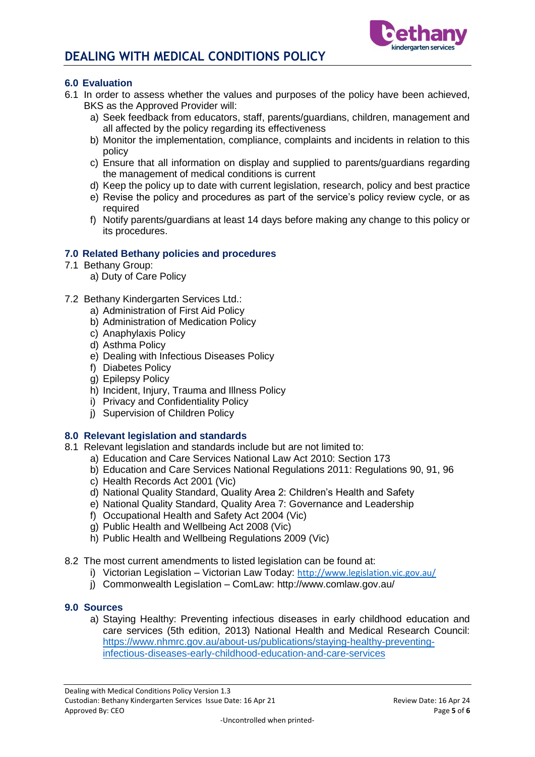## 6.0 Evaluation

6.1 In order to assess whether the values and purposes of the policy have been achieved, BKS as the Approved Provider will:

a) Seek feedback from educators, staff, parents/guardians, children, management and all affected by the policy regarding its effectiveness
b) Monitor the implementation, compliance, complaints and incidents in relation to this policy
c) Ensure that all information on display and supplied to parents/guardians regarding the management of medical conditions is current
d) Keep the policy up to date with current legislation, research, policy and best practice
e) Revise the policy and procedures as part of the service's policy review cycle, or as required
f) Notify parents/guardians at least 14 days before making any change to this policy or its procedures.

## 7.0 Related Bethany policies and procedures

7.1 Bethany Group:

a) Duty of Care Policy

7.2 Bethany Kindergarten Services Ltd.:

a) Administration of First Aid Policy
b) Administration of Medication Policy
c) Anaphylaxis Policy
d) Asthma Policy
e) Dealing with Infectious Diseases Policy
f) Diabetes Policy
g) Epilepsy Policy
h) Incident, Injury, Trauma and Illness Policy
i) Privacy and Confidentiality Policy
j) Supervision of Children Policy

## 8.0 Relevant legislation and standards

8.1 Relevant legislation and standards include but are not limited to:

a) Education and Care Services National Law Act 2010: Section 173
b) Education and Care Services National Regulations 2011: Regulations 90, 91, 96
c) Health Records Act 2001 (Vic)
d) National Quality Standard, Quality Area 2: Children's Health and Safety
e) National Quality Standard, Quality Area 7: Governance and Leadership
f) Occupational Health and Safety Act 2004 (Vic)
g) Public Health and Wellbeing Act 2008 (Vic)
h) Public Health and Wellbeing Regulations 2009 (Vic)

8.2 The most current amendments to listed legislation can be found at:

i) Victorian Legislation – Victorian Law Today: http://www.legislation.vic.gov.au/
j) Commonwealth Legislation – ComLaw: http://www.comlaw.gov.au/

## 9.0 Sources

a) Staying Healthy: Preventing infectious diseases in early childhood education and care services (5th edition, 2013) National Health and Medical Research Council: https://www.nhmrc.gov.au/about-us/publications/staying-healthy-preventing-infectious-diseases-early-childhood-education-and-care-services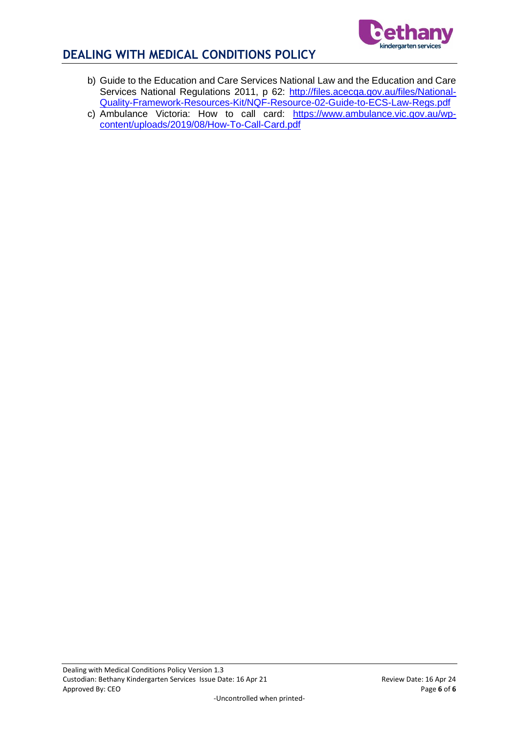b) Guide to the Education and Care Services National Law and the Education and Care Services National Regulations 2011, p 62: http://files.acecqa.gov.au/files/National-Quality-Framework-Resources-Kit/NQF-Resource-02-Guide-to-ECS-Law-Regs.pdf
c) Ambulance Victoria: How to call card: https://www.ambulance.vic.gov.au/wp-content/uploads/2019/08/How-To-Call-Card.pdf